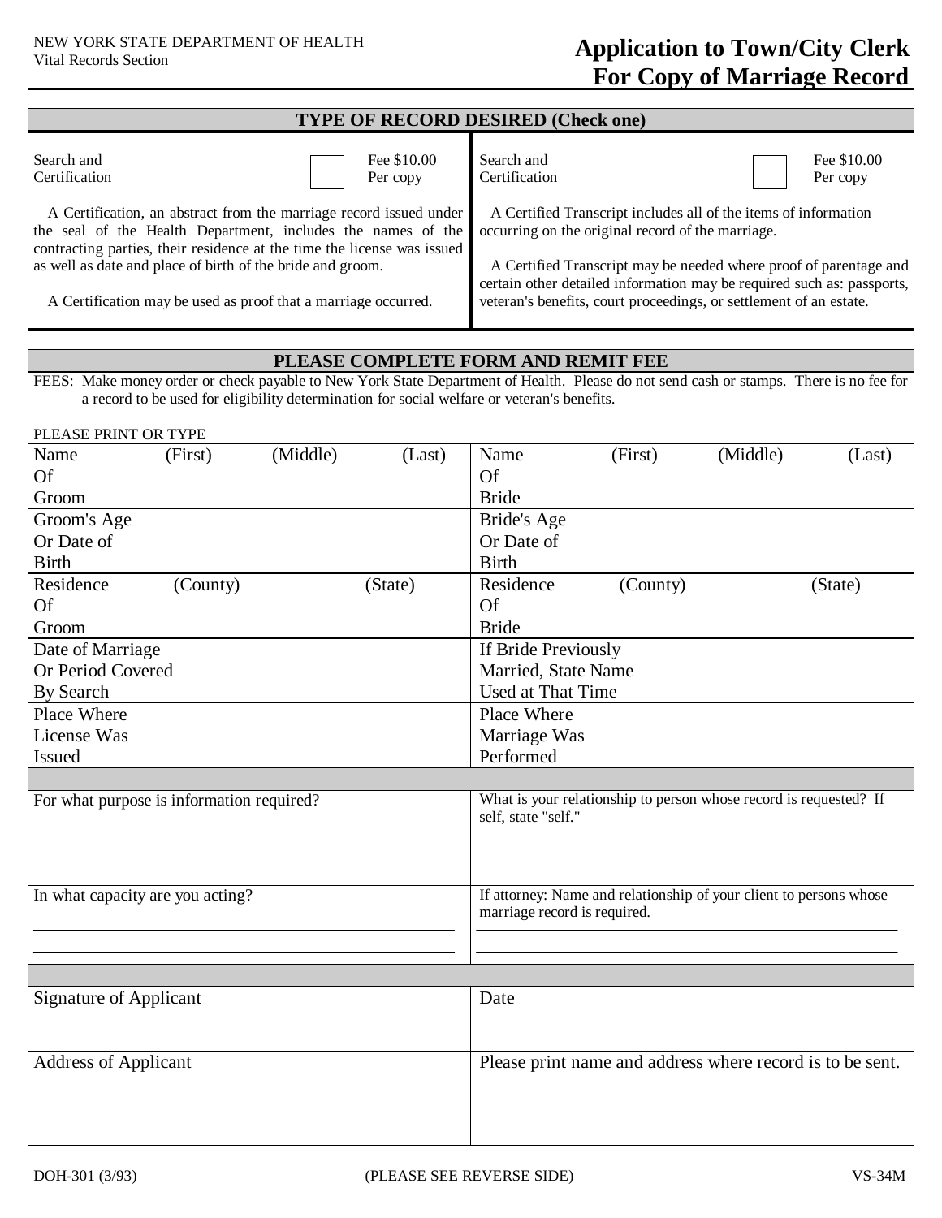NEW YORK STATE DEPARTMENT OF HEALTH
Vital Records Section

# Application to Town/City Clerk For Copy of Marriage Record

## TYPE OF RECORD DESIRED (Check one)

| Search and Certification ☐ Fee $10.00 Per copy | Search and Certification ☐ Fee $10.00 Per copy |
|---|---|
| A Certification, an abstract from the marriage record issued under the seal of the Health Department, includes the names of the contracting parties, their residence at the time the license was issued as well as date and place of birth of the bride and groom. | A Certified Transcript includes all of the items of information occurring on the original record of the marriage. |
| A Certification may be used as proof that a marriage occurred. | A Certified Transcript may be needed where proof of parentage and certain other detailed information may be required such as: passports, veteran's benefits, court proceedings, or settlement of an estate. |

## PLEASE COMPLETE FORM AND REMIT FEE

FEES: Make money order or check payable to New York State Department of Health. Please do not send cash or stamps. There is no fee for a record to be used for eligibility determination for social welfare or veteran's benefits.

PLEASE PRINT OR TYPE

| | |
|---|---|
| Name Of Groom (First) (Middle) (Last) | Name Of Bride (First) (Middle) (Last) |
| Groom's Age Or Date of Birth | Bride's Age Or Date of Birth |
| Residence Of Groom (County) (State) | Residence Of Bride (County) (State) |
| Date of Marriage Or Period Covered By Search | If Bride Previously Married, State Name Used at That Time |
| Place Where License Was Issued | Place Where Marriage Was Performed |

| | |
|---|---|
| For what purpose is information required? | What is your relationship to person whose record is requested? If self, state "self." |
| In what capacity are you acting? | If attorney: Name and relationship of your client to persons whose marriage record is required. |

| | |
|---|---|
| Signature of Applicant | Date |
| Address of Applicant | Please print name and address where record is to be sent. |

DOH-301 (3/93) (PLEASE SEE REVERSE SIDE) VS-34M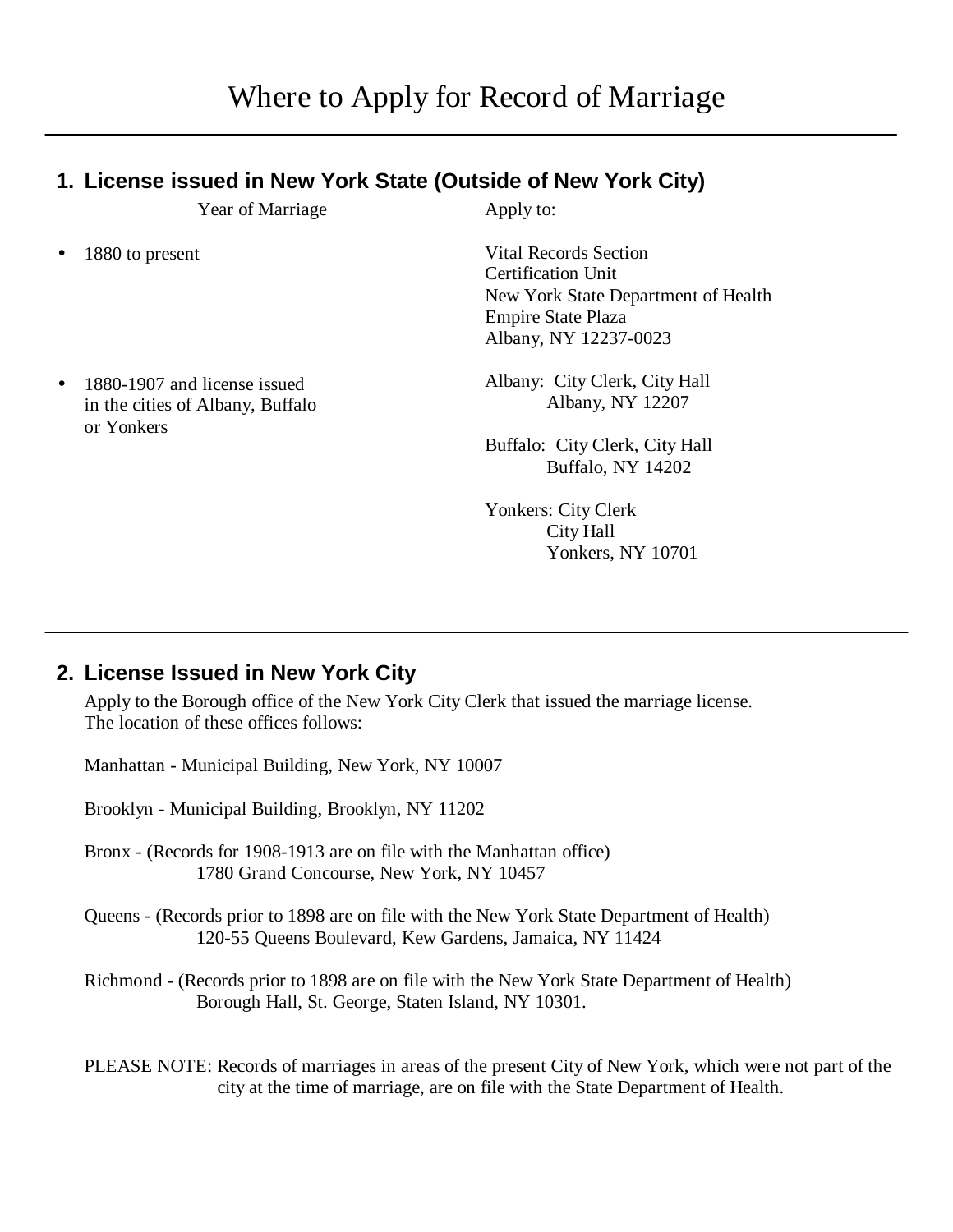# Where to Apply for Record of Marriage

## 1. License issued in New York State (Outside of New York City)

| Year of Marriage | Apply to: |
|---|---|
| 1880 to present | Vital Records Section<br>Certification Unit<br>New York State Department of Health<br>Empire State Plaza<br>Albany, NY 12237-0023 |
| 1880-1907 and license issued in the cities of Albany, Buffalo or Yonkers | Albany: City Clerk, City Hall<br>Albany, NY 12207<br><br>Buffalo: City Clerk, City Hall<br>Buffalo, NY 14202<br><br>Yonkers: City Clerk<br>City Hall<br>Yonkers, NY 10701 |

## 2. License Issued in New York City

Apply to the Borough office of the New York City Clerk that issued the marriage license. The location of these offices follows:

Manhattan - Municipal Building, New York, NY 10007

Brooklyn - Municipal Building, Brooklyn, NY 11202

Bronx - (Records for 1908-1913 are on file with the Manhattan office)
1780 Grand Concourse, New York, NY 10457

Queens - (Records prior to 1898 are on file with the New York State Department of Health)
120-55 Queens Boulevard, Kew Gardens, Jamaica, NY 11424

Richmond - (Records prior to 1898 are on file with the New York State Department of Health)
Borough Hall, St. George, Staten Island, NY 10301.

PLEASE NOTE: Records of marriages in areas of the present City of New York, which were not part of the city at the time of marriage, are on file with the State Department of Health.